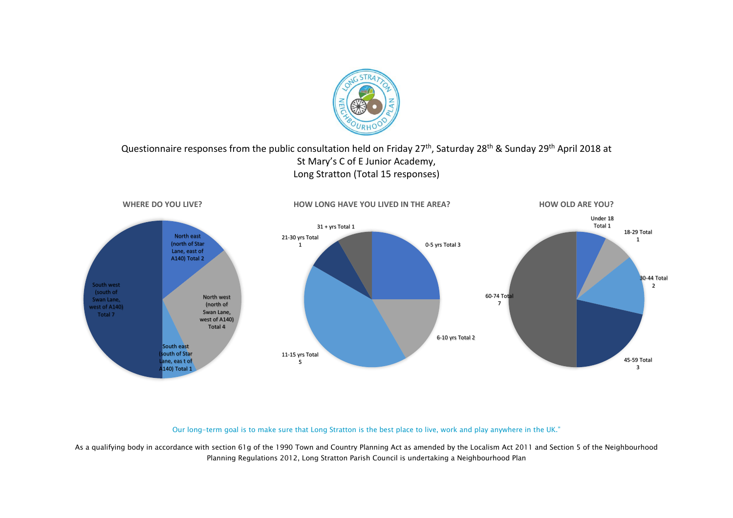Questionnaire responses from the public consultation held on Friday 27th, Saturday 28th & Sunday 29th April 2018 at St Mary's C of E Junior Academy, Long Stratton (Total 15 responses)

## WHERE DO YOU LIVE?

- North east (north of Star Lane, east of A140) Total 2
- North west (north of Swan Lane, west of A140) Total 4
- South east (south of Star Lane, eas t of A140) Total 1
- South west (south of Swan Lane, west of A140) Total 7

## HOW LONG HAVE YOU LIVED IN THE AREA?

- 0-5 yrs Total 3
- 6-10 yrs Total 2
- 11-15 yrs Total 5
- 21-30 yrs Total 1
- 31 + yrs Total 1

## HOW OLD ARE YOU?

- Under 18 Total 1
- 18-29 Total 1
- 30-44 Total 2
- 45-59 Total 3
- 60-74 Total 7

Our long-term goal is to make sure that Long Stratton is the best place to live, work and play anywhere in the UK."

As a qualifying body in accordance with section 61g of the 1990 Town and Country Planning Act as amended by the Localism Act 2011 and Section 5 of the Neighbourhood Planning Regulations 2012, Long Stratton Parish Council is undertaking a Neighbourhood Plan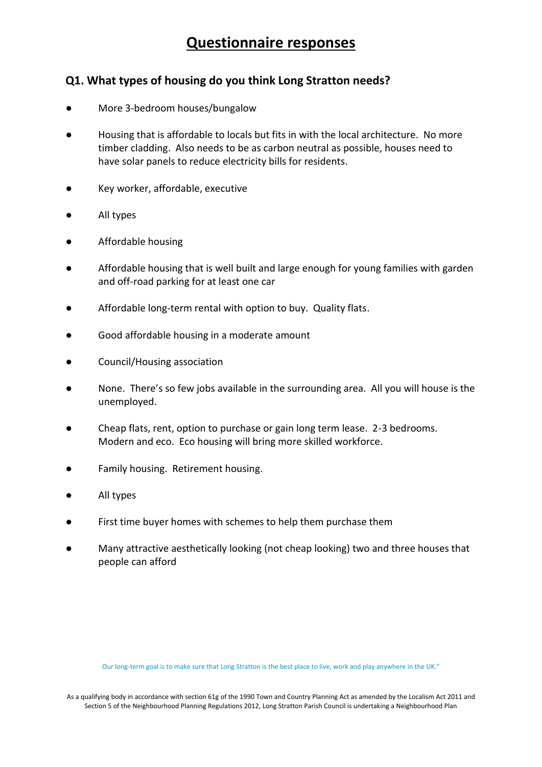# Questionnaire responses

## Q1. What types of housing do you think Long Stratton needs?

- More 3-bedroom houses/bungalow
- Housing that is affordable to locals but fits in with the local architecture. No more timber cladding. Also needs to be as carbon neutral as possible, houses need to have solar panels to reduce electricity bills for residents.
- Key worker, affordable, executive
- All types
- Affordable housing
- Affordable housing that is well built and large enough for young families with garden and off-road parking for at least one car
- Affordable long-term rental with option to buy. Quality flats.
- Good affordable housing in a moderate amount
- Council/Housing association
- None. There's so few jobs available in the surrounding area. All you will house is the unemployed.
- Cheap flats, rent, option to purchase or gain long term lease. 2-3 bedrooms. Modern and eco. Eco housing will bring more skilled workforce.
- Family housing. Retirement housing.
- All types
- First time buyer homes with schemes to help them purchase them
- Many attractive aesthetically looking (not cheap looking) two and three houses that people can afford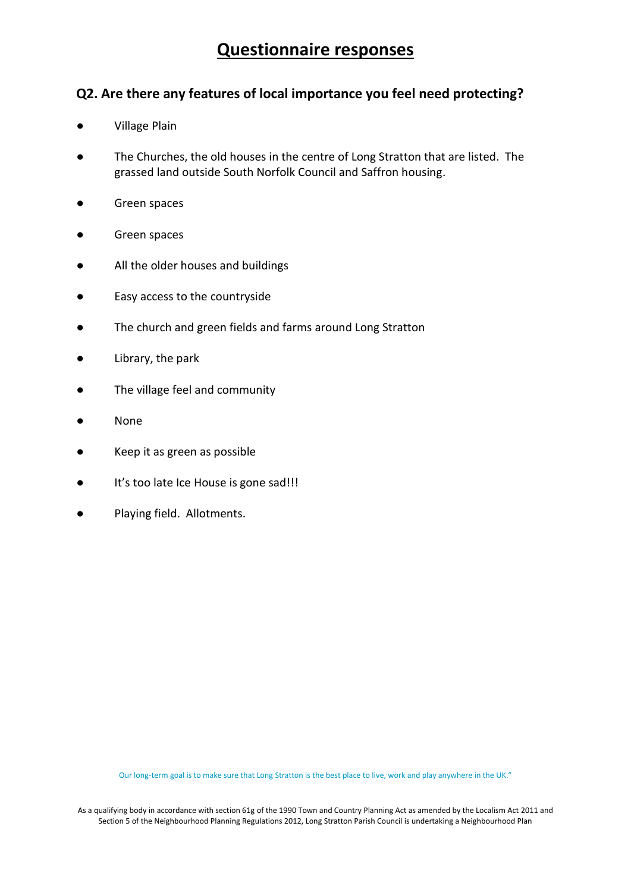# Questionnaire responses

## Q2. Are there any features of local importance you feel need protecting?

- Village Plain
- The Churches, the old houses in the centre of Long Stratton that are listed. The grassed land outside South Norfolk Council and Saffron housing.
- Green spaces
- Green spaces
- All the older houses and buildings
- Easy access to the countryside
- The church and green fields and farms around Long Stratton
- Library, the park
- The village feel and community
- None
- Keep it as green as possible
- It's too late Ice House is gone sad!!!
- Playing field. Allotments.

Our long-term goal is to make sure that Long Stratton is the best place to live, work and play anywhere in the UK."

As a qualifying body in accordance with section 61g of the 1990 Town and Country Planning Act as amended by the Localism Act 2011 and Section 5 of the Neighbourhood Planning Regulations 2012, Long Stratton Parish Council is undertaking a Neighbourhood Plan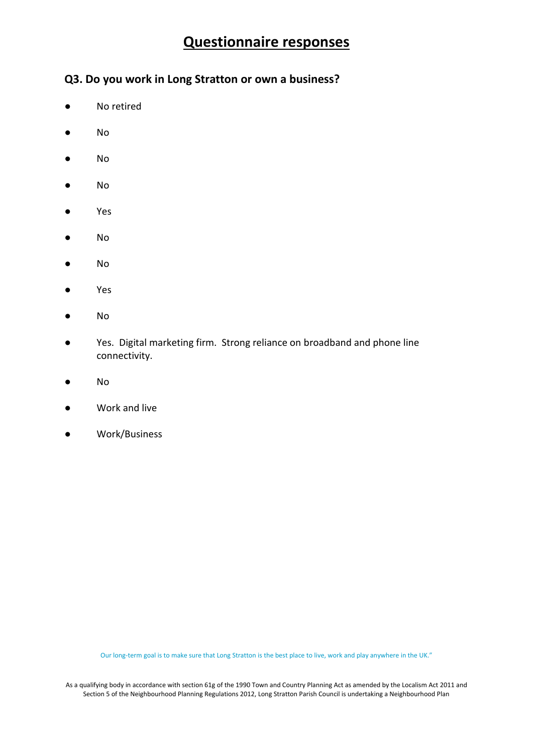# Questionnaire responses

## Q3. Do you work in Long Stratton or own a business?

- No retired
- No
- No
- No
- Yes
- No
- No
- Yes
- No
- Yes. Digital marketing firm. Strong reliance on broadband and phone line connectivity.
- No
- Work and live
- Work/Business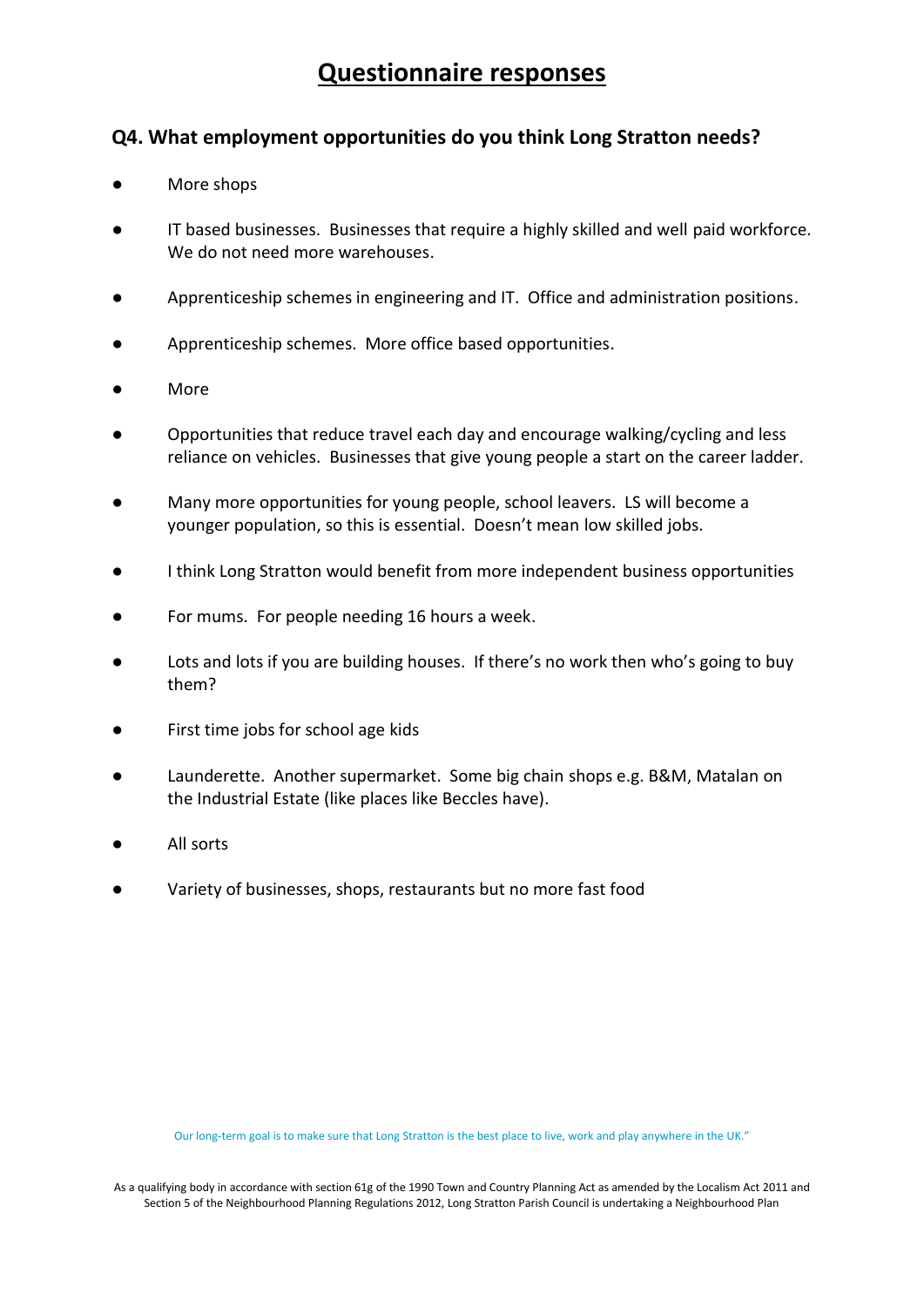# Questionnaire responses

## Q4. What employment opportunities do you think Long Stratton needs?

- More shops
- IT based businesses. Businesses that require a highly skilled and well paid workforce. We do not need more warehouses.
- Apprenticeship schemes in engineering and IT. Office and administration positions.
- Apprenticeship schemes. More office based opportunities.
- More
- Opportunities that reduce travel each day and encourage walking/cycling and less reliance on vehicles. Businesses that give young people a start on the career ladder.
- Many more opportunities for young people, school leavers. LS will become a younger population, so this is essential. Doesn't mean low skilled jobs.
- I think Long Stratton would benefit from more independent business opportunities
- For mums. For people needing 16 hours a week.
- Lots and lots if you are building houses. If there's no work then who's going to buy them?
- First time jobs for school age kids
- Launderette. Another supermarket. Some big chain shops e.g. B&M, Matalan on the Industrial Estate (like places like Beccles have).
- All sorts
- Variety of businesses, shops, restaurants but no more fast food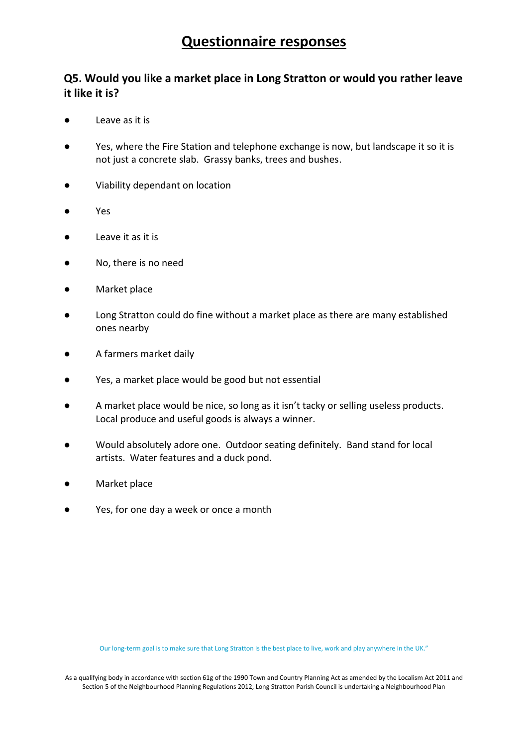# Questionnaire responses

## Q5. Would you like a market place in Long Stratton or would you rather leave it like it is?

- Leave as it is
- Yes, where the Fire Station and telephone exchange is now, but landscape it so it is not just a concrete slab. Grassy banks, trees and bushes.
- Viability dependant on location
- Yes
- Leave it as it is
- No, there is no need
- Market place
- Long Stratton could do fine without a market place as there are many established ones nearby
- A farmers market daily
- Yes, a market place would be good but not essential
- A market place would be nice, so long as it isn't tacky or selling useless products. Local produce and useful goods is always a winner.
- Would absolutely adore one. Outdoor seating definitely. Band stand for local artists. Water features and a duck pond.
- Market place
- Yes, for one day a week or once a month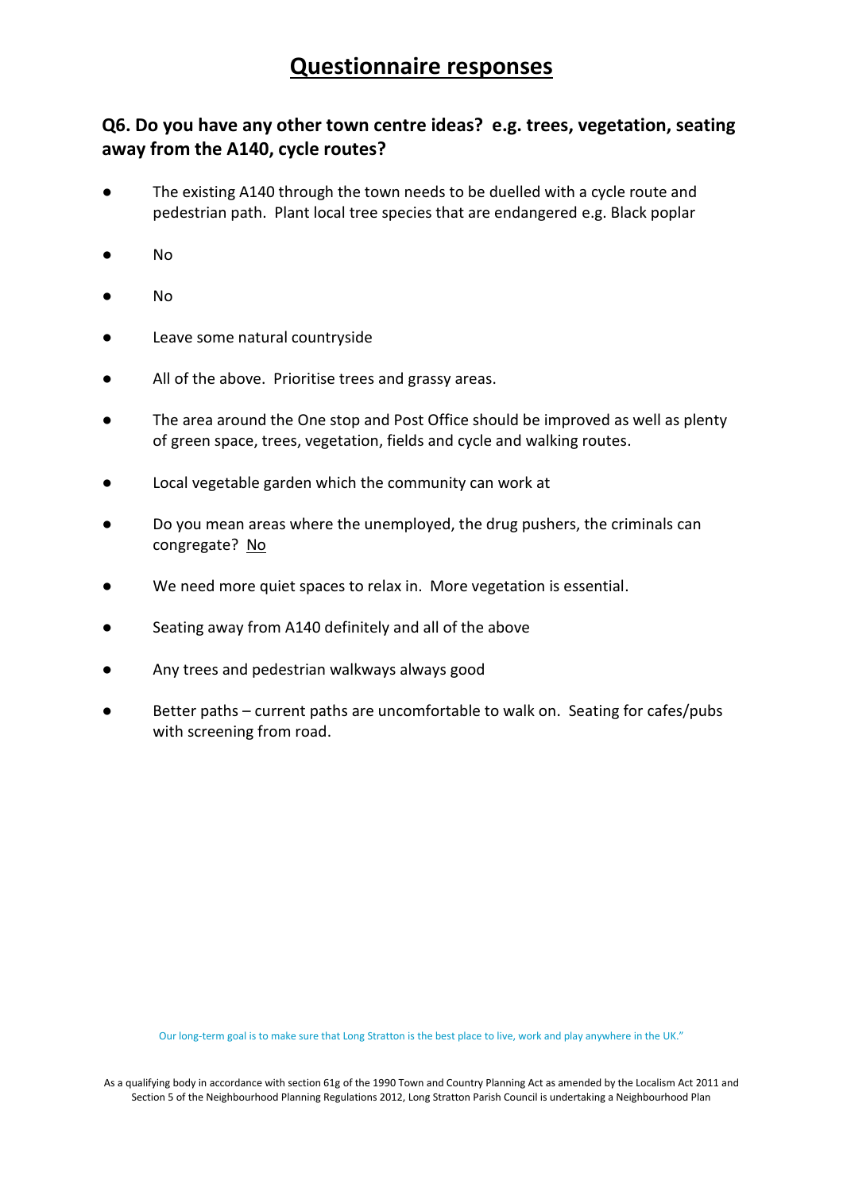# Questionnaire responses

## Q6. Do you have any other town centre ideas? e.g. trees, vegetation, seating away from the A140, cycle routes?

- The existing A140 through the town needs to be duelled with a cycle route and pedestrian path. Plant local tree species that are endangered e.g. Black poplar
- No
- No
- Leave some natural countryside
- All of the above. Prioritise trees and grassy areas.
- The area around the One stop and Post Office should be improved as well as plenty of green space, trees, vegetation, fields and cycle and walking routes.
- Local vegetable garden which the community can work at
- Do you mean areas where the unemployed, the drug pushers, the criminals can congregate? No
- We need more quiet spaces to relax in. More vegetation is essential.
- Seating away from A140 definitely and all of the above
- Any trees and pedestrian walkways always good
- Better paths – current paths are uncomfortable to walk on. Seating for cafes/pubs with screening from road.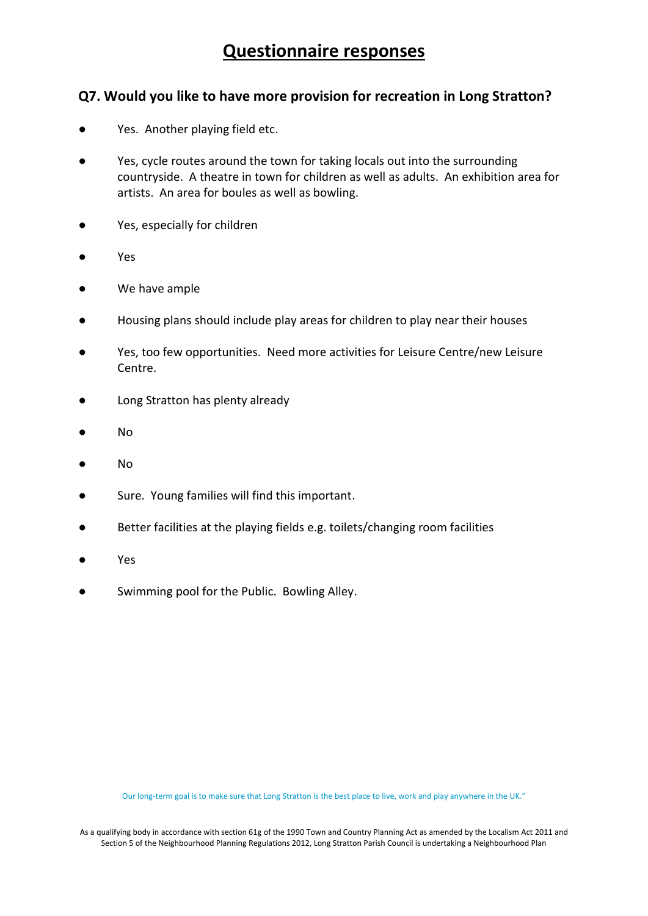# Questionnaire responses

## Q7. Would you like to have more provision for recreation in Long Stratton?

- Yes. Another playing field etc.
- Yes, cycle routes around the town for taking locals out into the surrounding countryside. A theatre in town for children as well as adults. An exhibition area for artists. An area for boules as well as bowling.
- Yes, especially for children
- Yes
- We have ample
- Housing plans should include play areas for children to play near their houses
- Yes, too few opportunities. Need more activities for Leisure Centre/new Leisure Centre.
- Long Stratton has plenty already
- No
- No
- Sure. Young families will find this important.
- Better facilities at the playing fields e.g. toilets/changing room facilities
- Yes
- Swimming pool for the Public. Bowling Alley.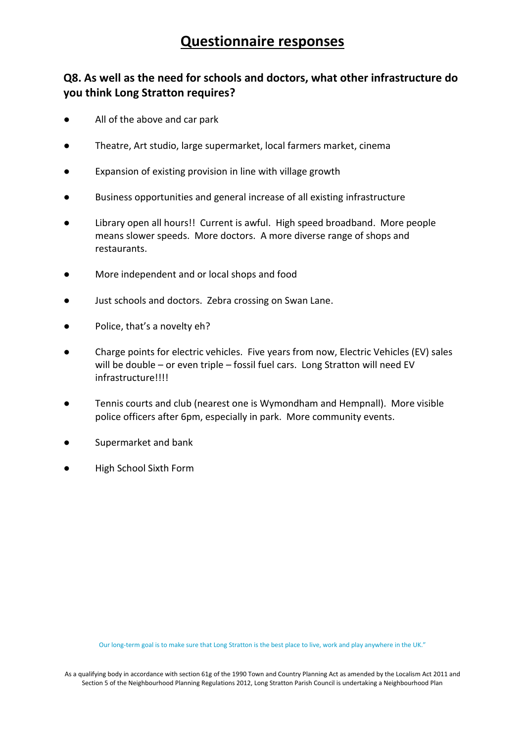# Questionnaire responses

### Q8. As well as the need for schools and doctors, what other infrastructure do you think Long Stratton requires?

- All of the above and car park
- Theatre, Art studio, large supermarket, local farmers market, cinema
- Expansion of existing provision in line with village growth
- Business opportunities and general increase of all existing infrastructure
- Library open all hours!! Current is awful. High speed broadband. More people means slower speeds. More doctors. A more diverse range of shops and restaurants.
- More independent and or local shops and food
- Just schools and doctors. Zebra crossing on Swan Lane.
- Police, that's a novelty eh?
- Charge points for electric vehicles. Five years from now, Electric Vehicles (EV) sales will be double – or even triple – fossil fuel cars. Long Stratton will need EV infrastructure!!!!
- Tennis courts and club (nearest one is Wymondham and Hempnall). More visible police officers after 6pm, especially in park. More community events.
- Supermarket and bank
- High School Sixth Form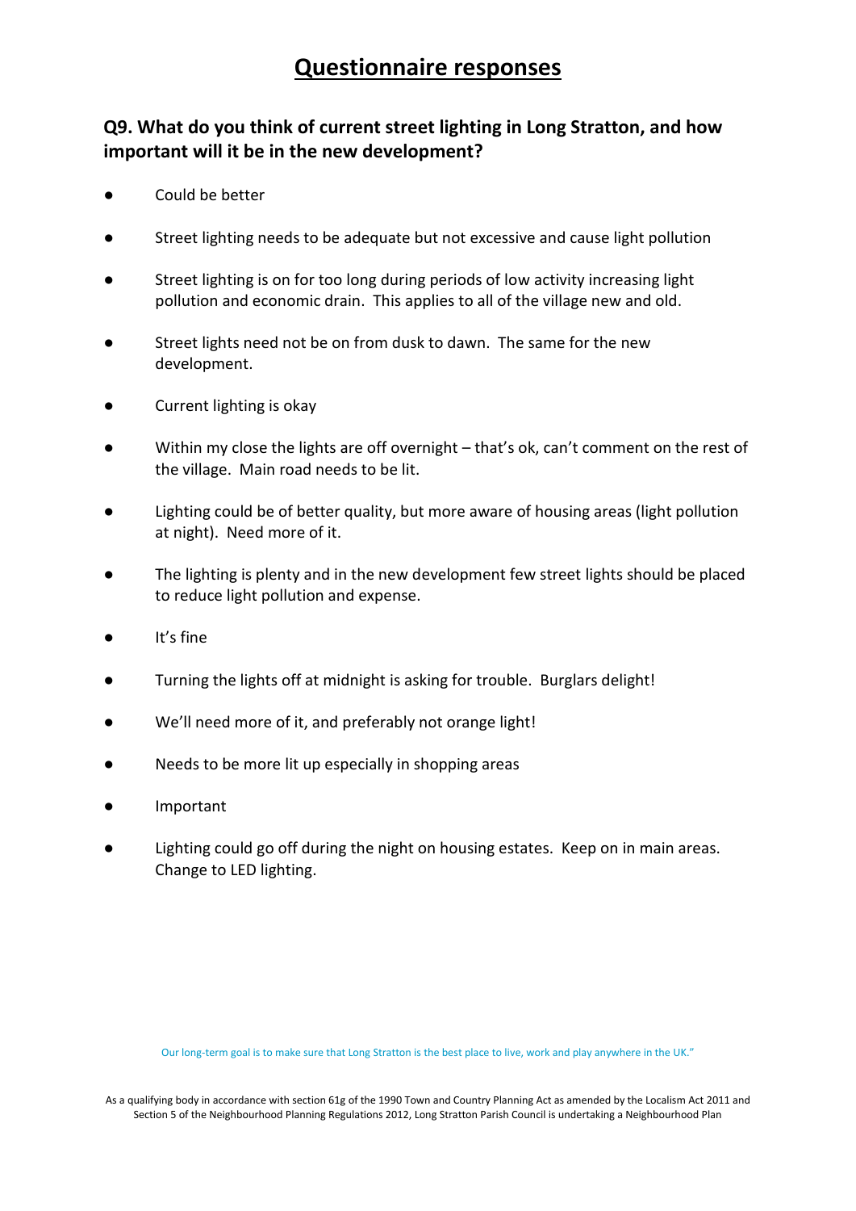# Questionnaire responses

## Q9. What do you think of current street lighting in Long Stratton, and how important will it be in the new development?

- Could be better
- Street lighting needs to be adequate but not excessive and cause light pollution
- Street lighting is on for too long during periods of low activity increasing light pollution and economic drain. This applies to all of the village new and old.
- Street lights need not be on from dusk to dawn. The same for the new development.
- Current lighting is okay
- Within my close the lights are off overnight – that's ok, can't comment on the rest of the village. Main road needs to be lit.
- Lighting could be of better quality, but more aware of housing areas (light pollution at night). Need more of it.
- The lighting is plenty and in the new development few street lights should be placed to reduce light pollution and expense.
- It's fine
- Turning the lights off at midnight is asking for trouble. Burglars delight!
- We'll need more of it, and preferably not orange light!
- Needs to be more lit up especially in shopping areas
- Important
- Lighting could go off during the night on housing estates. Keep on in main areas. Change to LED lighting.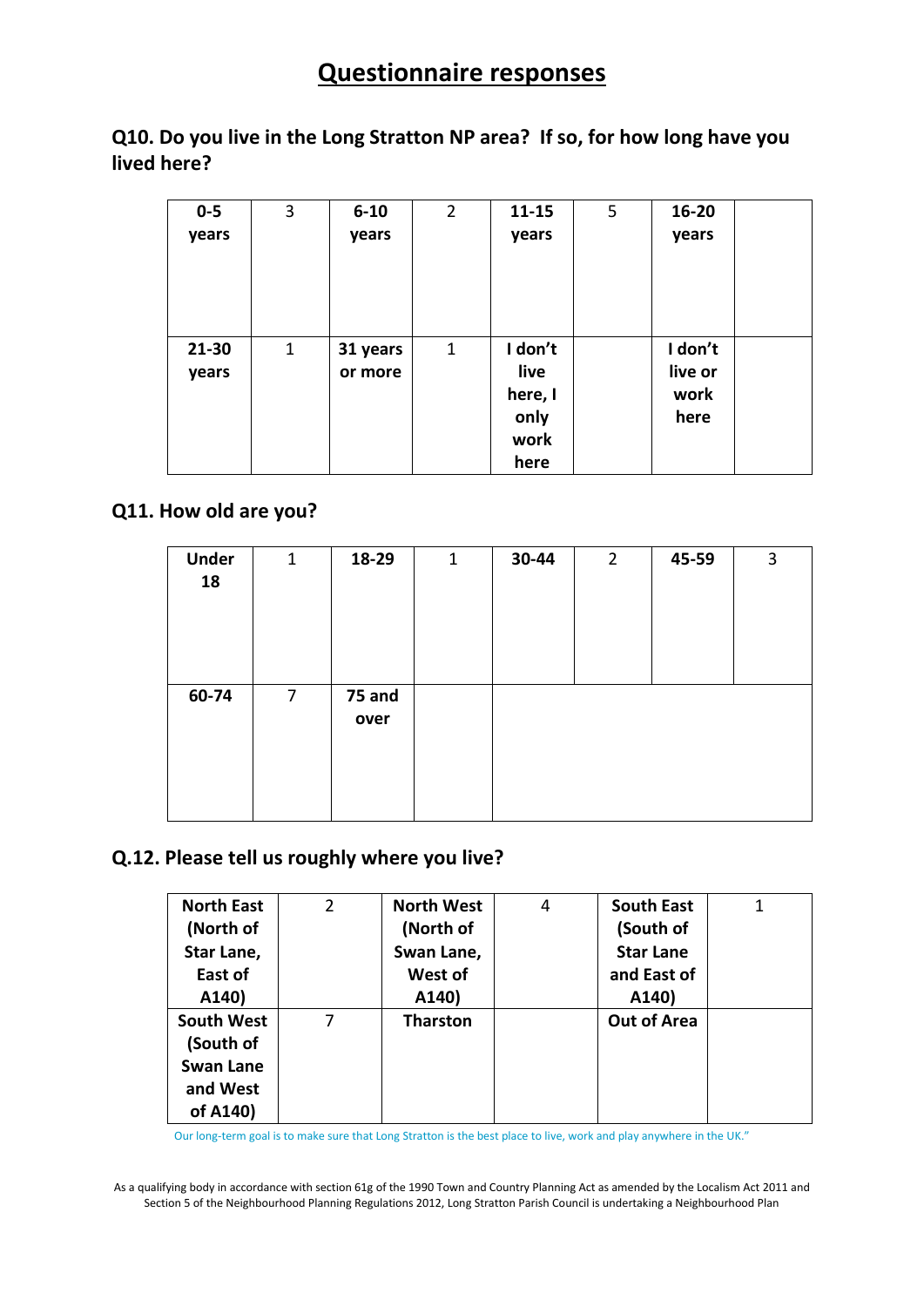# Questionnaire responses

## Q10. Do you live in the Long Stratton NP area? If so, for how long have you lived here?

| | | | | | | | |
|---|---|---|---|---|---|---|---|
| **0-5 years** | 3 | **6-10 years** | 2 | **11-15 years** | 5 | **16-20 years** | |
| **21-30 years** | 1 | **31 years or more** | 1 | **I don't live here, I only work here** | | **I don't live or work here** | |

## Q11. How old are you?

| | | | | | | | |
|---|---|---|---|---|---|---|---|
| **Under 18** | 1 | **18-29** | 1 | **30-44** | 2 | **45-59** | 3 |
| **60-74** | 7 | **75 and over** | | | | | |

## Q.12. Please tell us roughly where you live?

| | | | | | |
|---|---|---|---|---|---|
| **North East (North of Star Lane, East of A140)** | 2 | **North West (North of Swan Lane, West of A140)** | 4 | **South East (South of Star Lane and East of A140)** | 1 |
| **South West (South of Swan Lane and West of A140)** | 7 | **Tharston** | | **Out of Area** | |

Our long-term goal is to make sure that Long Stratton is the best place to live, work and play anywhere in the UK."

As a qualifying body in accordance with section 61g of the 1990 Town and Country Planning Act as amended by the Localism Act 2011 and Section 5 of the Neighbourhood Planning Regulations 2012, Long Stratton Parish Council is undertaking a Neighbourhood Plan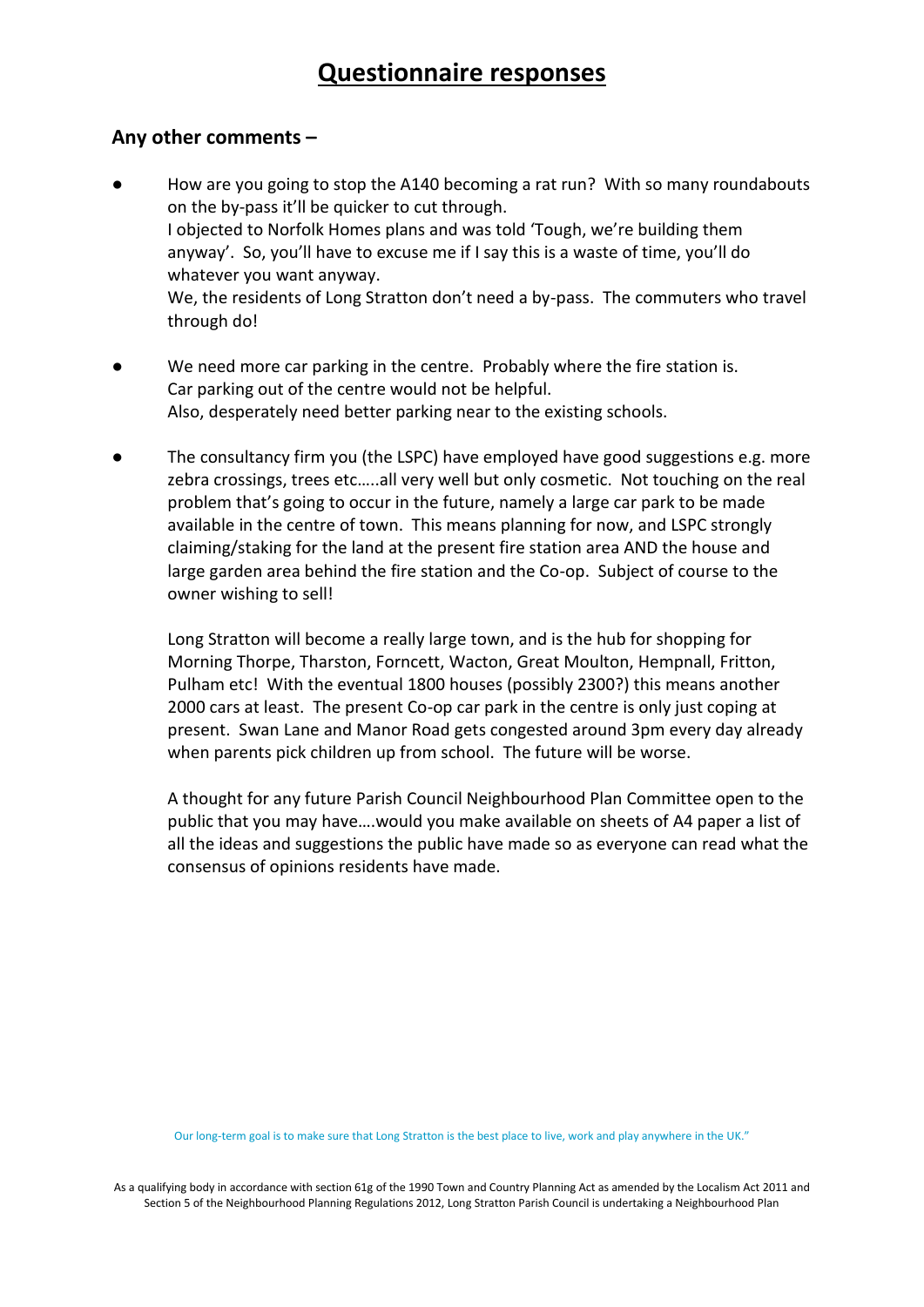# Questionnaire responses

## Any other comments –

- How are you going to stop the A140 becoming a rat run? With so many roundabouts on the by-pass it'll be quicker to cut through.
  I objected to Norfolk Homes plans and was told 'Tough, we're building them anyway'. So, you'll have to excuse me if I say this is a waste of time, you'll do whatever you want anyway.
  We, the residents of Long Stratton don't need a by-pass. The commuters who travel through do!

- We need more car parking in the centre. Probably where the fire station is.
  Car parking out of the centre would not be helpful.
  Also, desperately need better parking near to the existing schools.

- The consultancy firm you (the LSPC) have employed have good suggestions e.g. more zebra crossings, trees etc…..all very well but only cosmetic. Not touching on the real problem that's going to occur in the future, namely a large car park to be made available in the centre of town. This means planning for now, and LSPC strongly claiming/staking for the land at the present fire station area AND the house and large garden area behind the fire station and the Co-op. Subject of course to the owner wishing to sell!

  Long Stratton will become a really large town, and is the hub for shopping for Morning Thorpe, Tharston, Forncett, Wacton, Great Moulton, Hempnall, Fritton, Pulham etc! With the eventual 1800 houses (possibly 2300?) this means another 2000 cars at least. The present Co-op car park in the centre is only just coping at present. Swan Lane and Manor Road gets congested around 3pm every day already when parents pick children up from school. The future will be worse.

  A thought for any future Parish Council Neighbourhood Plan Committee open to the public that you may have….would you make available on sheets of A4 paper a list of all the ideas and suggestions the public have made so as everyone can read what the consensus of opinions residents have made.